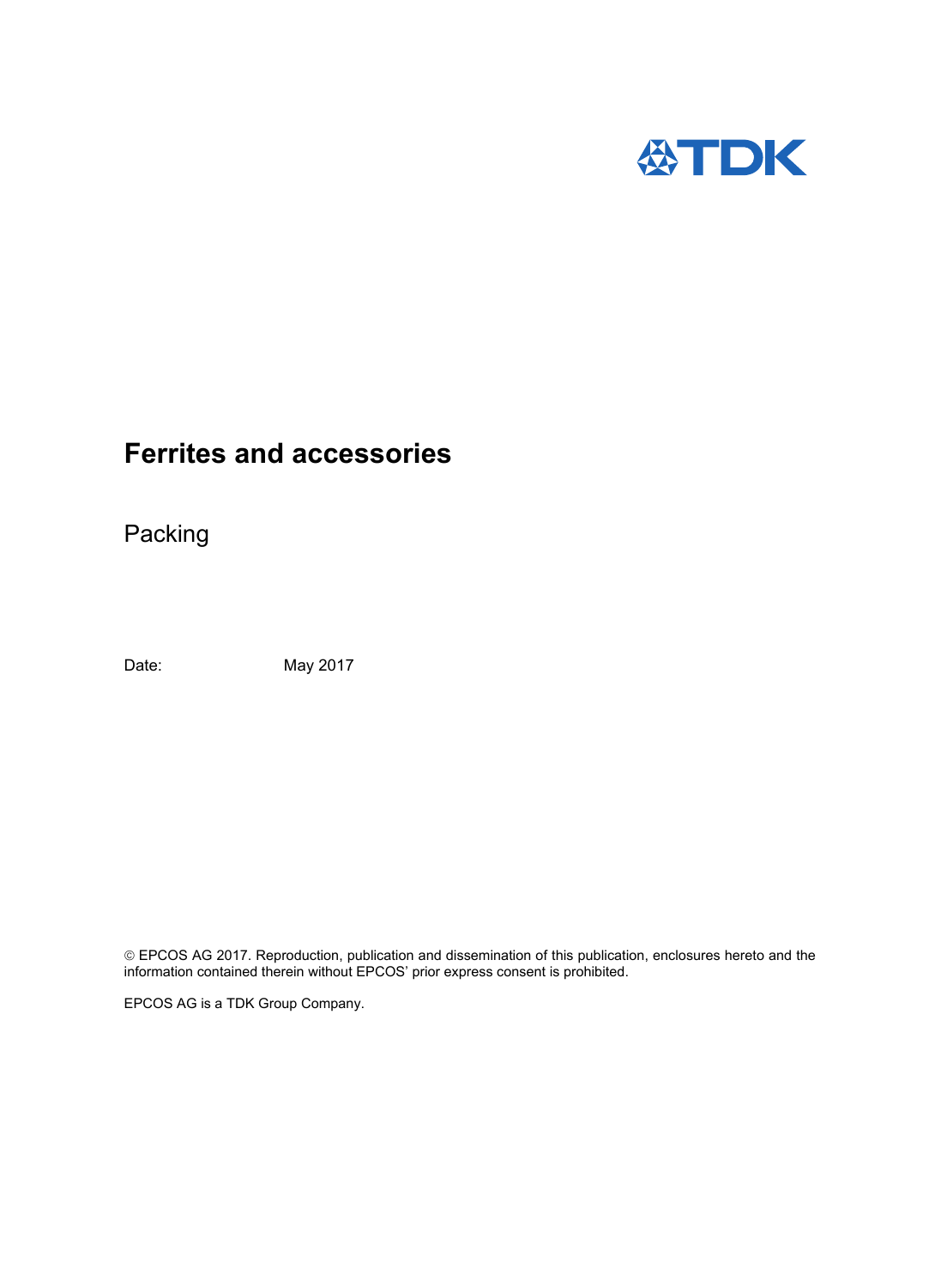# Ferrites and accessories

Packing

Date: May 2017

© EPCOS AG 2017. Reproduction, publication and dissemination of this publication, enclosures hereto and the information contained therein without EPCOS' prior express consent is prohibited.

EPCOS AG is a TDK Group Company.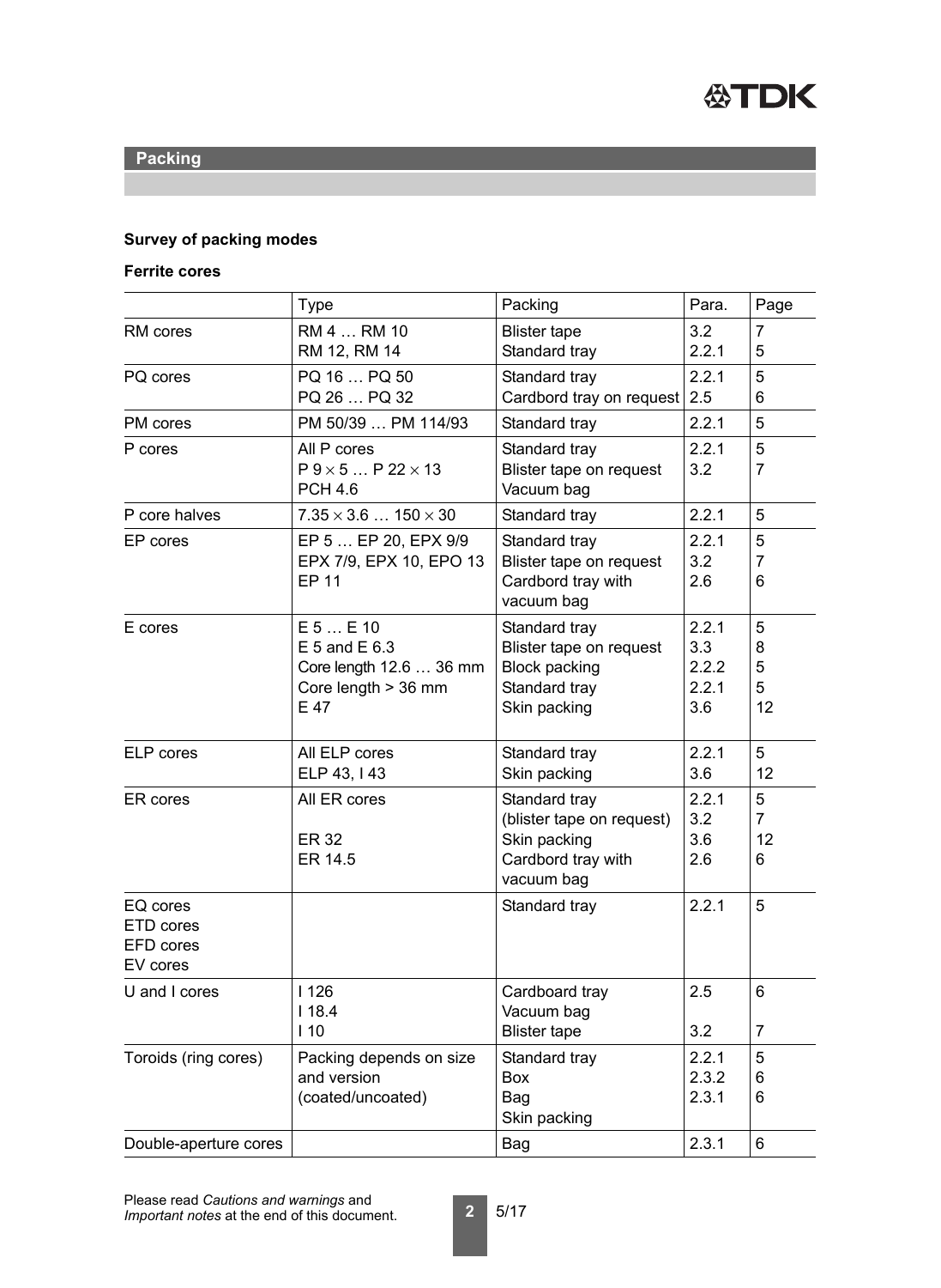## Packing

### Survey of packing modes

**Ferrite cores**

| | Type | Packing | Para. | Page |
|---|---|---|---|---|
| RM cores | RM 4 … RM 10<br>RM 12, RM 14 | Blister tape<br>Standard tray | 3.2<br>2.2.1 | 7<br>5 |
| PQ cores | PQ 16 … PQ 50<br>PQ 26 … PQ 32 | Standard tray<br>Cardbord tray on request | 2.2.1<br>2.5 | 5<br>6 |
| PM cores | PM 50/39 … PM 114/93 | Standard tray | 2.2.1 | 5 |
| P cores | All P cores<br>P 9 × 5 … P 22 × 13<br>PCH 4.6 | Standard tray<br>Blister tape on request<br>Vacuum bag | 2.2.1<br>3.2 | 5<br>7 |
| P core halves | 7.35 × 3.6 … 150 × 30 | Standard tray | 2.2.1 | 5 |
| EP cores | EP 5 … EP 20, EPX 9/9<br>EPX 7/9, EPX 10, EPO 13<br>EP 11 | Standard tray<br>Blister tape on request<br>Cardbord tray with vacuum bag | 2.2.1<br>3.2<br>2.6 | 5<br>7<br>6 |
| E cores | E 5 … E 10<br>E 5 and E 6.3<br>Core length 12.6 … 36 mm<br>Core length > 36 mm<br>E 47 | Standard tray<br>Blister tape on request<br>Block packing<br>Standard tray<br>Skin packing | 2.2.1<br>3.3<br>2.2.2<br>2.2.1<br>3.6 | 5<br>8<br>5<br>5<br>12 |
| ELP cores | All ELP cores<br>ELP 43, I 43 | Standard tray<br>Skin packing | 2.2.1<br>3.6 | 5<br>12 |
| ER cores | All ER cores<br><br>ER 32<br>ER 14.5 | Standard tray<br>(blister tape on request)<br>Skin packing<br>Cardbord tray with vacuum bag | 2.2.1<br>3.2<br>3.6<br>2.6 | 5<br>7<br>12<br>6 |
| EQ cores<br>ETD cores<br>EFD cores<br>EV cores | | Standard tray | 2.2.1 | 5 |
| U and I cores | I 126<br>I 18.4<br>I 10 | Cardboard tray<br>Vacuum bag<br>Blister tape | 2.5<br><br>3.2 | 6<br><br>7 |
| Toroids (ring cores) | Packing depends on size and version (coated/uncoated) | Standard tray<br>Box<br>Bag<br>Skin packing | 2.2.1<br>2.3.2<br>2.3.1 | 5<br>6<br>6 |
| Double-aperture cores | | Bag | 2.3.1 | 6 |

Please read *Cautions and warnings* and *Important notes* at the end of this document.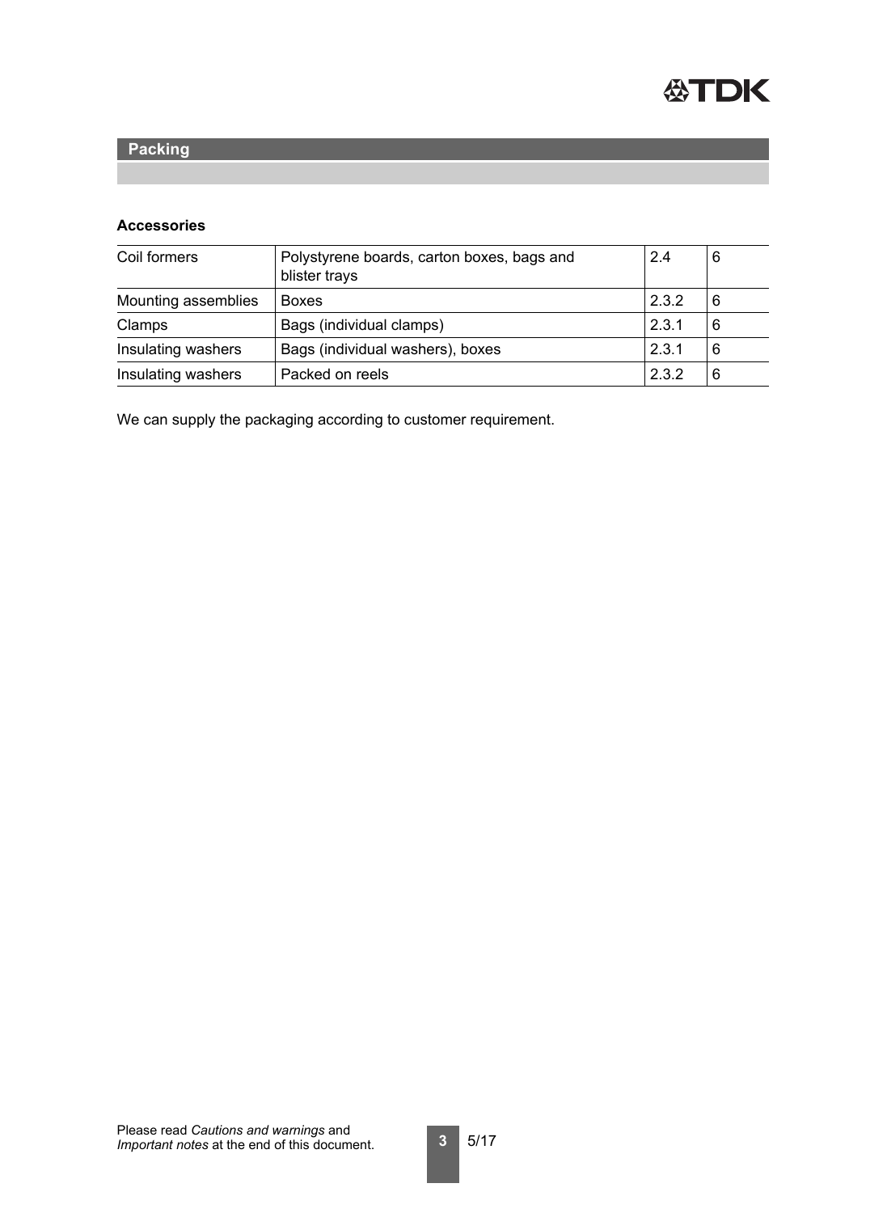## Packing

### Accessories

| Coil formers | Polystyrene boards, carton boxes, bags and blister trays | 2.4 | 6 |
|---|---|---|---|
| Mounting assemblies | Boxes | 2.3.2 | 6 |
| Clamps | Bags (individual clamps) | 2.3.1 | 6 |
| Insulating washers | Bags (individual washers), boxes | 2.3.1 | 6 |
| Insulating washers | Packed on reels | 2.3.2 | 6 |

We can supply the packaging according to customer requirement.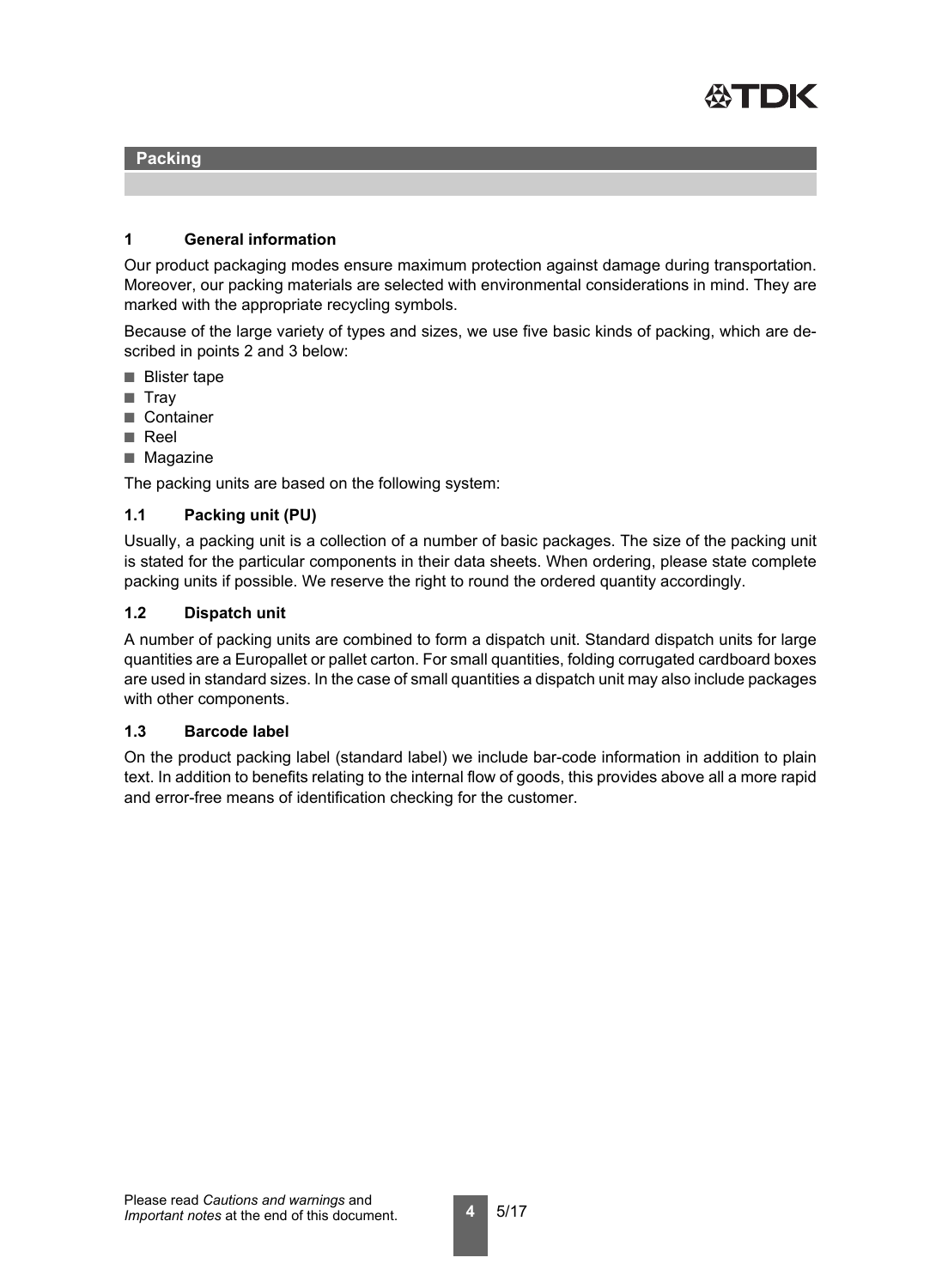## Packing

### 1 General information

Our product packaging modes ensure maximum protection against damage during transportation. Moreover, our packing materials are selected with environmental considerations in mind. They are marked with the appropriate recycling symbols.

Because of the large variety of types and sizes, we use five basic kinds of packing, which are described in points 2 and 3 below:

- Blister tape
- Tray
- Container
- Reel
- Magazine

The packing units are based on the following system:

### 1.1 Packing unit (PU)

Usually, a packing unit is a collection of a number of basic packages. The size of the packing unit is stated for the particular components in their data sheets. When ordering, please state complete packing units if possible. We reserve the right to round the ordered quantity accordingly.

### 1.2 Dispatch unit

A number of packing units are combined to form a dispatch unit. Standard dispatch units for large quantities are a Europallet or pallet carton. For small quantities, folding corrugated cardboard boxes are used in standard sizes. In the case of small quantities a dispatch unit may also include packages with other components.

### 1.3 Barcode label

On the product packing label (standard label) we include bar-code information in addition to plain text. In addition to benefits relating to the internal flow of goods, this provides above all a more rapid and error-free means of identification checking for the customer.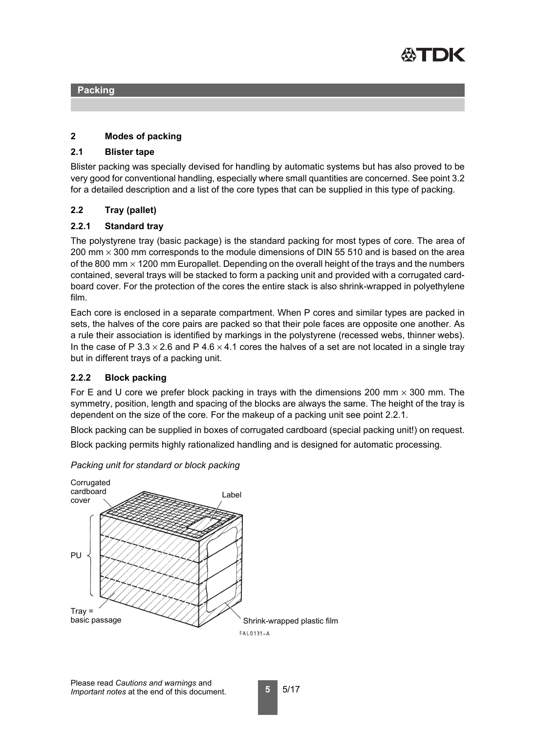## Packing

## 2 Modes of packing

### 2.1 Blister tape

Blister packing was specially devised for handling by automatic systems but has also proved to be very good for conventional handling, especially where small quantities are concerned. See point 3.2 for a detailed description and a list of the core types that can be supplied in this type of packing.

### 2.2 Tray (pallet)

#### 2.2.1 Standard tray

The polystyrene tray (basic package) is the standard packing for most types of core. The area of 200 mm × 300 mm corresponds to the module dimensions of DIN 55 510 and is based on the area of the 800 mm × 1200 mm Europallet. Depending on the overall height of the trays and the numbers contained, several trays will be stacked to form a packing unit and provided with a corrugated cardboard cover. For the protection of the cores the entire stack is also shrink-wrapped in polyethylene film.

Each core is enclosed in a separate compartment. When P cores and similar types are packed in sets, the halves of the core pairs are packed so that their pole faces are opposite one another. As a rule their association is identified by markings in the polystyrene (recessed webs, thinner webs). In the case of P 3.3 × 2.6 and P 4.6 × 4.1 cores the halves of a set are not located in a single tray but in different trays of a packing unit.

#### 2.2.2 Block packing

For E and U core we prefer block packing in trays with the dimensions 200 mm × 300 mm. The symmetry, position, length and spacing of the blocks are always the same. The height of the tray is dependent on the size of the core. For the makeup of a packing unit see point 2.2.1.

Block packing can be supplied in boxes of corrugated cardboard (special packing unit!) on request.

Block packing permits highly rationalized handling and is designed for automatic processing.

*Packing unit for standard or block packing*

Corrugated cardboard cover

Label

PU

Tray = basic passage

Shrink-wrapped plastic film

FAL0131-A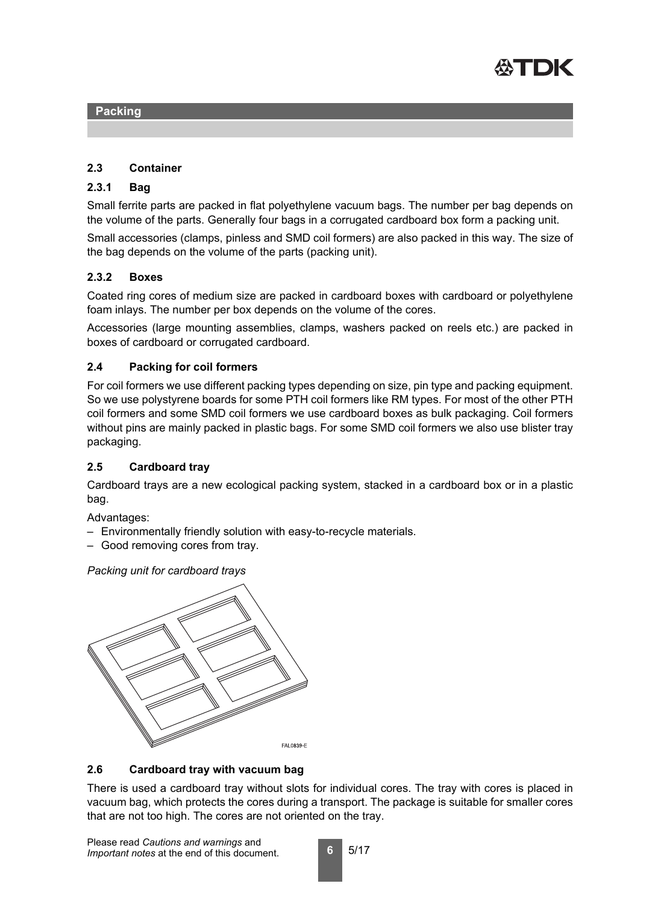## Packing

### 2.3 Container

#### 2.3.1 Bag

Small ferrite parts are packed in flat polyethylene vacuum bags. The number per bag depends on the volume of the parts. Generally four bags in a corrugated cardboard box form a packing unit.

Small accessories (clamps, pinless and SMD coil formers) are also packed in this way. The size of the bag depends on the volume of the parts (packing unit).

#### 2.3.2 Boxes

Coated ring cores of medium size are packed in cardboard boxes with cardboard or polyethylene foam inlays. The number per box depends on the volume of the cores.

Accessories (large mounting assemblies, clamps, washers packed on reels etc.) are packed in boxes of cardboard or corrugated cardboard.

### 2.4 Packing for coil formers

For coil formers we use different packing types depending on size, pin type and packing equipment. So we use polystyrene boards for some PTH coil formers like RM types. For most of the other PTH coil formers and some SMD coil formers we use cardboard boxes as bulk packaging. Coil formers without pins are mainly packed in plastic bags. For some SMD coil formers we also use blister tray packaging.

### 2.5 Cardboard tray

Cardboard trays are a new ecological packing system, stacked in a cardboard box or in a plastic bag.

Advantages:

- Environmentally friendly solution with easy-to-recycle materials.
- Good removing cores from tray.

*Packing unit for cardboard trays*

FAL0839-E

### 2.6 Cardboard tray with vacuum bag

There is used a cardboard tray without slots for individual cores. The tray with cores is placed in vacuum bag, which protects the cores during a transport. The package is suitable for smaller cores that are not too high. The cores are not oriented on the tray.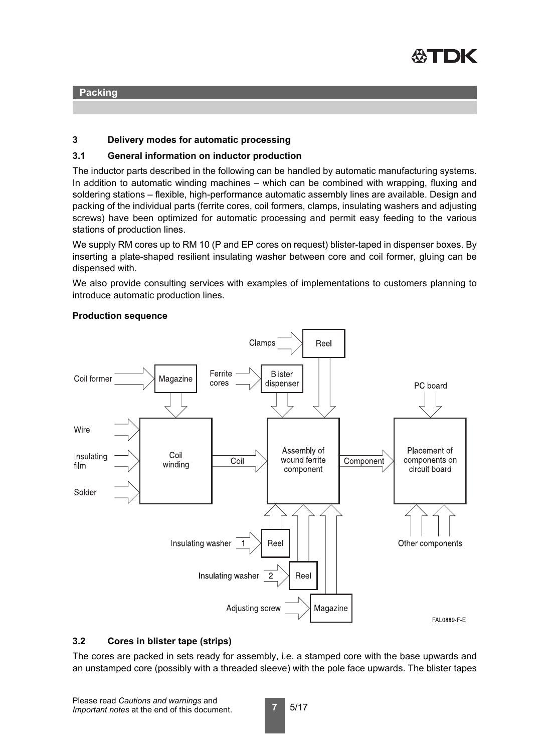## Packing

### 3 Delivery modes for automatic processing

### 3.1 General information on inductor production

The inductor parts described in the following can be handled by automatic manufacturing systems. In addition to automatic winding machines – which can be combined with wrapping, fluxing and soldering stations – flexible, high-performance automatic assembly lines are available. Design and packing of the individual parts (ferrite cores, coil formers, clamps, insulating washers and adjusting screws) have been optimized for automatic processing and permit easy feeding to the various stations of production lines.

We supply RM cores up to RM 10 (P and EP cores on request) blister-taped in dispenser boxes. By inserting a plate-shaped resilient insulating washer between core and coil former, gluing can be dispensed with.

We also provide consulting services with examples of implementations to customers planning to introduce automatic production lines.

**Production sequence**

Clamps → Reel
Coil former → Magazine
Ferrite cores → Blister dispenser
PC board
Wire
Insulating film
Solder
Coil winding → Coil → Assembly of wound ferrite component → Component → Placement of components on circuit board
Insulating washer 1 → Reel
Insulating washer 2 → Reel
Adjusting screw → Magazine
Other components

FAL0889-F-E

### 3.2 Cores in blister tape (strips)

The cores are packed in sets ready for assembly, i.e. a stamped core with the base upwards and an unstamped core (possibly with a threaded sleeve) with the pole face upwards. The blister tapes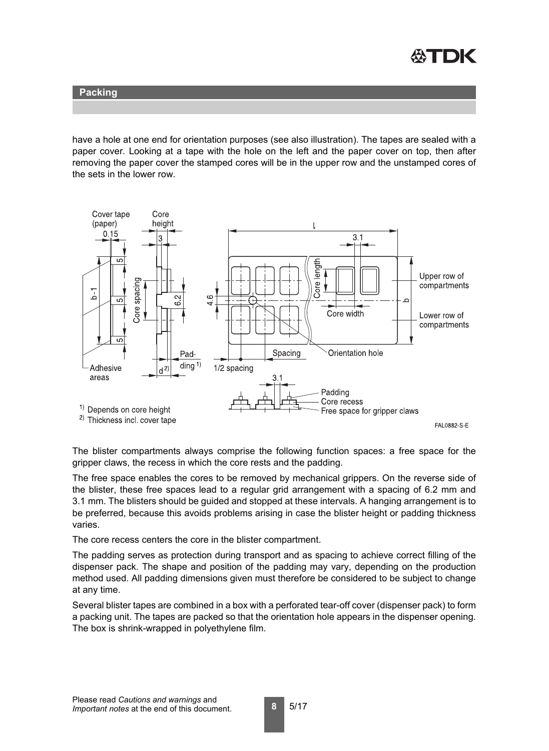## Packing

have a hole at one end for orientation purposes (see also illustration). The tapes are sealed with a paper cover. Looking at a tape with the hole on the left and the paper cover on top, then after removing the paper cover the stamped cores will be in the upper row and the unstamped cores of the sets in the lower row.

Cover tape (paper) 0.15 | Core height 3 | l | 3.1 | b-1 | 5 | 5 | 5 | Core spacing | 6.2 | 4.6 | Core length | Core width | Upper row of compartments | Lower row of compartments | b | Adhesive areas | d [2] | Padding [1] | 1/2 spacing | Spacing | Orientation hole | 3.1 | Padding | Core recess | Free space for gripper claws

[1] Depends on core height
[2] Thickness incl. cover tape

FAL0882-S-E

The blister compartments always comprise the following function spaces: a free space for the gripper claws, the recess in which the core rests and the padding.

The free space enables the cores to be removed by mechanical grippers. On the reverse side of the blister, these free spaces lead to a regular grid arrangement with a spacing of 6.2 mm and 3.1 mm. The blisters should be guided and stopped at these intervals. A hanging arrangement is to be preferred, because this avoids problems arising in case the blister height or padding thickness varies.

The core recess centers the core in the blister compartment.

The padding serves as protection during transport and as spacing to achieve correct filling of the dispenser pack. The shape and position of the padding may vary, depending on the production method used. All padding dimensions given must therefore be considered to be subject to change at any time.

Several blister tapes are combined in a box with a perforated tear-off cover (dispenser pack) to form a packing unit. The tapes are packed so that the orientation hole appears in the dispenser opening. The box is shrink-wrapped in polyethylene film.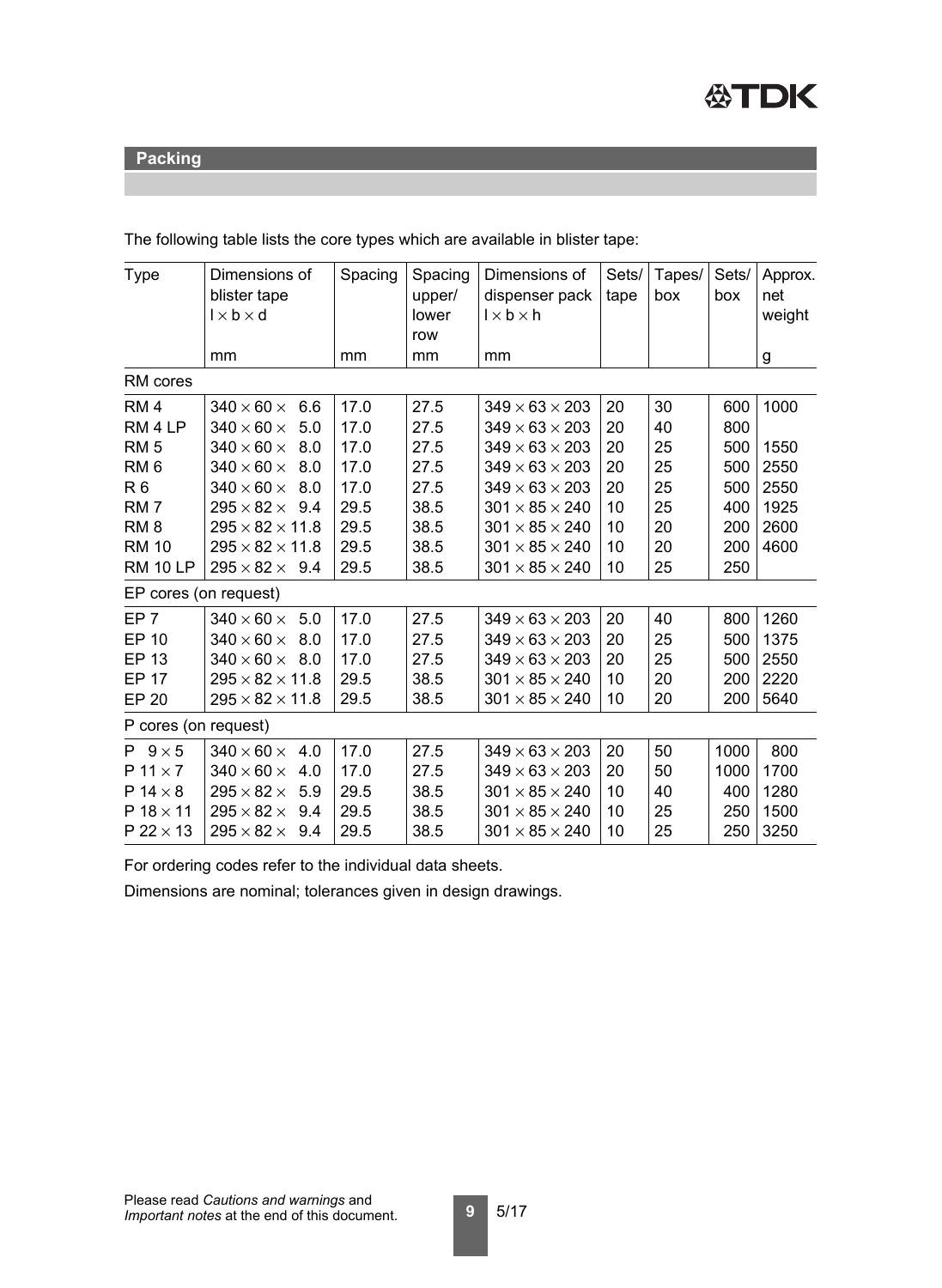## Packing

The following table lists the core types which are available in blister tape:

| Type | Dimensions of blister tape l × b × d<br>mm | Spacing<br>mm | Spacing upper/ lower row<br>mm | Dimensions of dispenser pack l × b × h<br>mm | Sets/ tape | Tapes/ box | Sets/ box | Approx. net weight<br>g |
|---|---|---|---|---|---|---|---|---|
| **RM cores** | | | | | | | | |
| RM 4 | 340 × 60 × 6.6 | 17.0 | 27.5 | 349 × 63 × 203 | 20 | 30 | 600 | 1000 |
| RM 4 LP | 340 × 60 × 5.0 | 17.0 | 27.5 | 349 × 63 × 203 | 20 | 40 | 800 | |
| RM 5 | 340 × 60 × 8.0 | 17.0 | 27.5 | 349 × 63 × 203 | 20 | 25 | 500 | 1550 |
| RM 6 | 340 × 60 × 8.0 | 17.0 | 27.5 | 349 × 63 × 203 | 20 | 25 | 500 | 2550 |
| R 6 | 340 × 60 × 8.0 | 17.0 | 27.5 | 349 × 63 × 203 | 20 | 25 | 500 | 2550 |
| RM 7 | 295 × 82 × 9.4 | 29.5 | 38.5 | 301 × 85 × 240 | 10 | 25 | 400 | 1925 |
| RM 8 | 295 × 82 × 11.8 | 29.5 | 38.5 | 301 × 85 × 240 | 10 | 20 | 200 | 2600 |
| RM 10 | 295 × 82 × 11.8 | 29.5 | 38.5 | 301 × 85 × 240 | 10 | 20 | 200 | 4600 |
| RM 10 LP | 295 × 82 × 9.4 | 29.5 | 38.5 | 301 × 85 × 240 | 10 | 25 | 250 | |
| **EP cores (on request)** | | | | | | | | |
| EP 7 | 340 × 60 × 5.0 | 17.0 | 27.5 | 349 × 63 × 203 | 20 | 40 | 800 | 1260 |
| EP 10 | 340 × 60 × 8.0 | 17.0 | 27.5 | 349 × 63 × 203 | 20 | 25 | 500 | 1375 |
| EP 13 | 340 × 60 × 8.0 | 17.0 | 27.5 | 349 × 63 × 203 | 20 | 25 | 500 | 2550 |
| EP 17 | 295 × 82 × 11.8 | 29.5 | 38.5 | 301 × 85 × 240 | 10 | 20 | 200 | 2220 |
| EP 20 | 295 × 82 × 11.8 | 29.5 | 38.5 | 301 × 85 × 240 | 10 | 20 | 200 | 5640 |
| **P cores (on request)** | | | | | | | | |
| P 9 × 5 | 340 × 60 × 4.0 | 17.0 | 27.5 | 349 × 63 × 203 | 20 | 50 | 1000 | 800 |
| P 11 × 7 | 340 × 60 × 4.0 | 17.0 | 27.5 | 349 × 63 × 203 | 20 | 50 | 1000 | 1700 |
| P 14 × 8 | 295 × 82 × 5.9 | 29.5 | 38.5 | 301 × 85 × 240 | 10 | 40 | 400 | 1280 |
| P 18 × 11 | 295 × 82 × 9.4 | 29.5 | 38.5 | 301 × 85 × 240 | 10 | 25 | 250 | 1500 |
| P 22 × 13 | 295 × 82 × 9.4 | 29.5 | 38.5 | 301 × 85 × 240 | 10 | 25 | 250 | 3250 |

For ordering codes refer to the individual data sheets.

Dimensions are nominal; tolerances given in design drawings.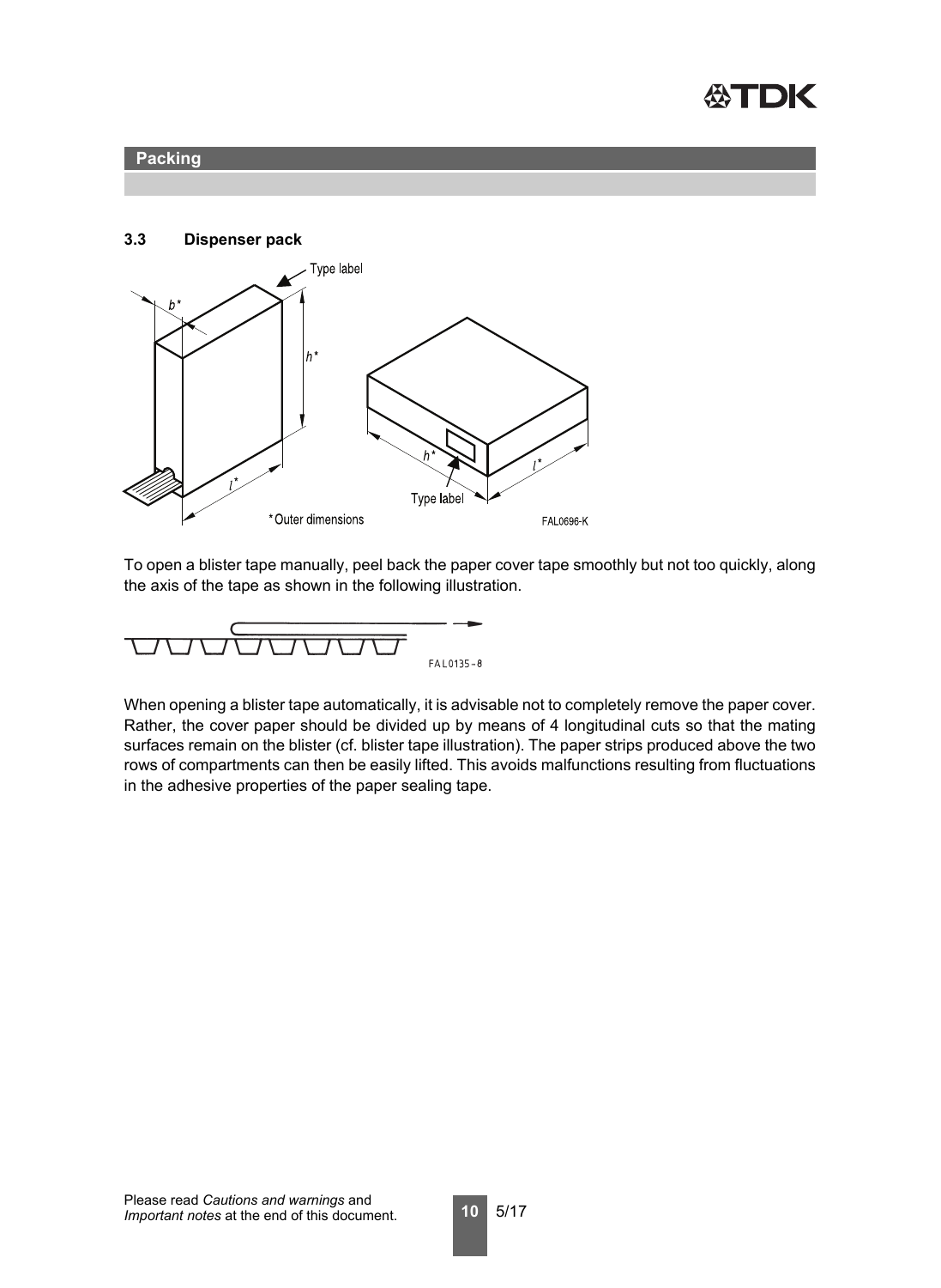## Packing

### 3.3 Dispenser pack

To open a blister tape manually, peel back the paper cover tape smoothly but not too quickly, along the axis of the tape as shown in the following illustration.

When opening a blister tape automatically, it is advisable not to completely remove the paper cover. Rather, the cover paper should be divided up by means of 4 longitudinal cuts so that the mating surfaces remain on the blister (cf. blister tape illustration). The paper strips produced above the two rows of compartments can then be easily lifted. This avoids malfunctions resulting from fluctuations in the adhesive properties of the paper sealing tape.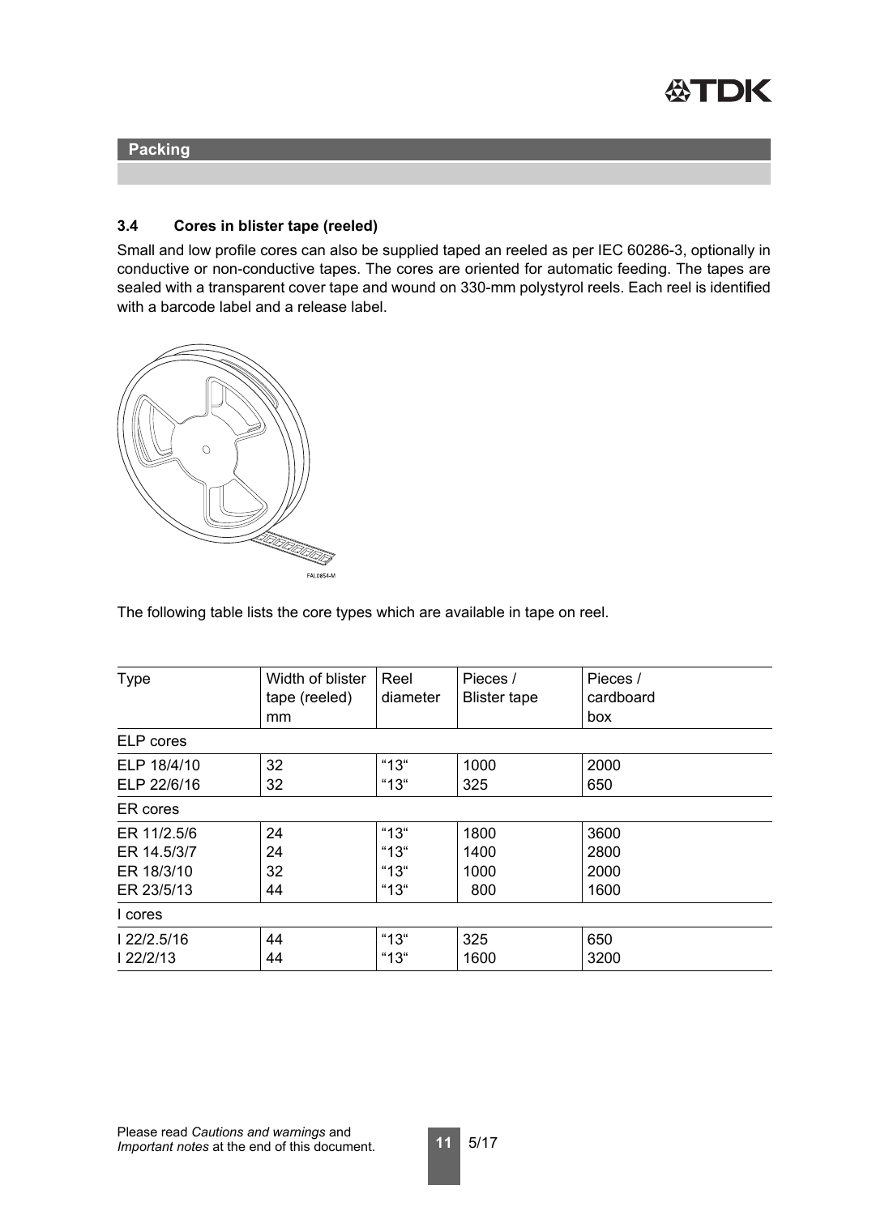## Packing

### 3.4 Cores in blister tape (reeled)

Small and low profile cores can also be supplied taped an reeled as per IEC 60286-3, optionally in conductive or non-conductive tapes. The cores are oriented for automatic feeding. The tapes are sealed with a transparent cover tape and wound on 330-mm polystyrol reels. Each reel is identified with a barcode label and a release label.

FAL0854-M

The following table lists the core types which are available in tape on reel.

| Type | Width of blister tape (reeled) mm | Reel diameter | Pieces / Blister tape | Pieces / cardboard box |
|---|---|---|---|---|
| ELP cores | | | | |
| ELP 18/4/10 | 32 | "13" | 1000 | 2000 |
| ELP 22/6/16 | 32 | "13" | 325 | 650 |
| ER cores | | | | |
| ER 11/2.5/6 | 24 | "13" | 1800 | 3600 |
| ER 14.5/3/7 | 24 | "13" | 1400 | 2800 |
| ER 18/3/10 | 32 | "13" | 1000 | 2000 |
| ER 23/5/13 | 44 | "13" | 800 | 1600 |
| I cores | | | | |
| I 22/2.5/16 | 44 | "13" | 325 | 650 |
| I 22/2/13 | 44 | "13" | 1600 | 3200 |

Please read *Cautions and warnings* and *Important notes* at the end of this document.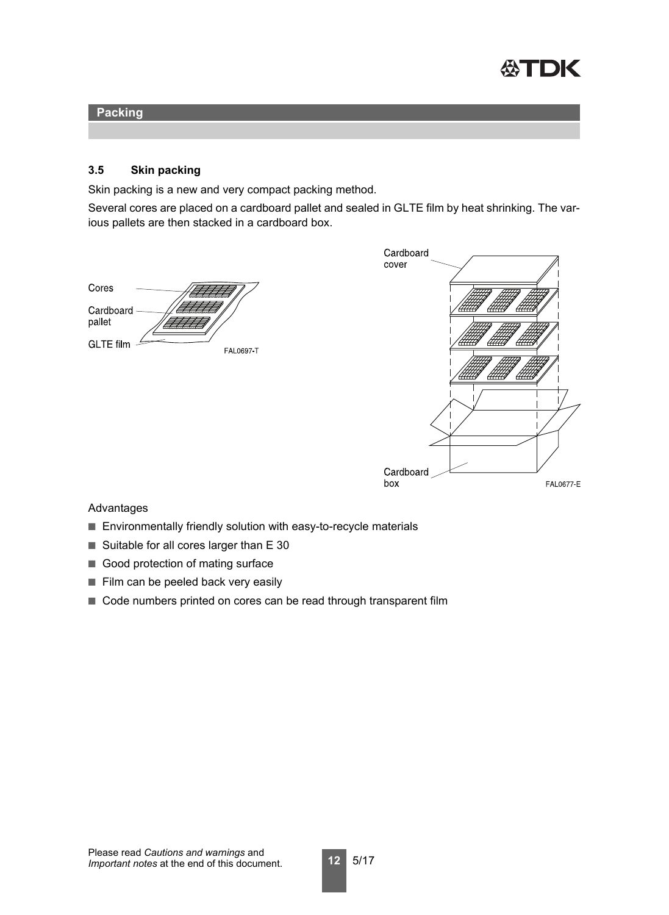## Packing

### 3.5 Skin packing

Skin packing is a new and very compact packing method.

Several cores are placed on a cardboard pallet and sealed in GLTE film by heat shrinking. The various pallets are then stacked in a cardboard box.

Cores

Cardboard pallet

GLTE film

FAL0697-T

Cardboard cover

Cardboard box

FAL0677-E

Advantages

- Environmentally friendly solution with easy-to-recycle materials
- Suitable for all cores larger than E 30
- Good protection of mating surface
- Film can be peeled back very easily
- Code numbers printed on cores can be read through transparent film

Please read *Cautions and warnings* and *Important notes* at the end of this document.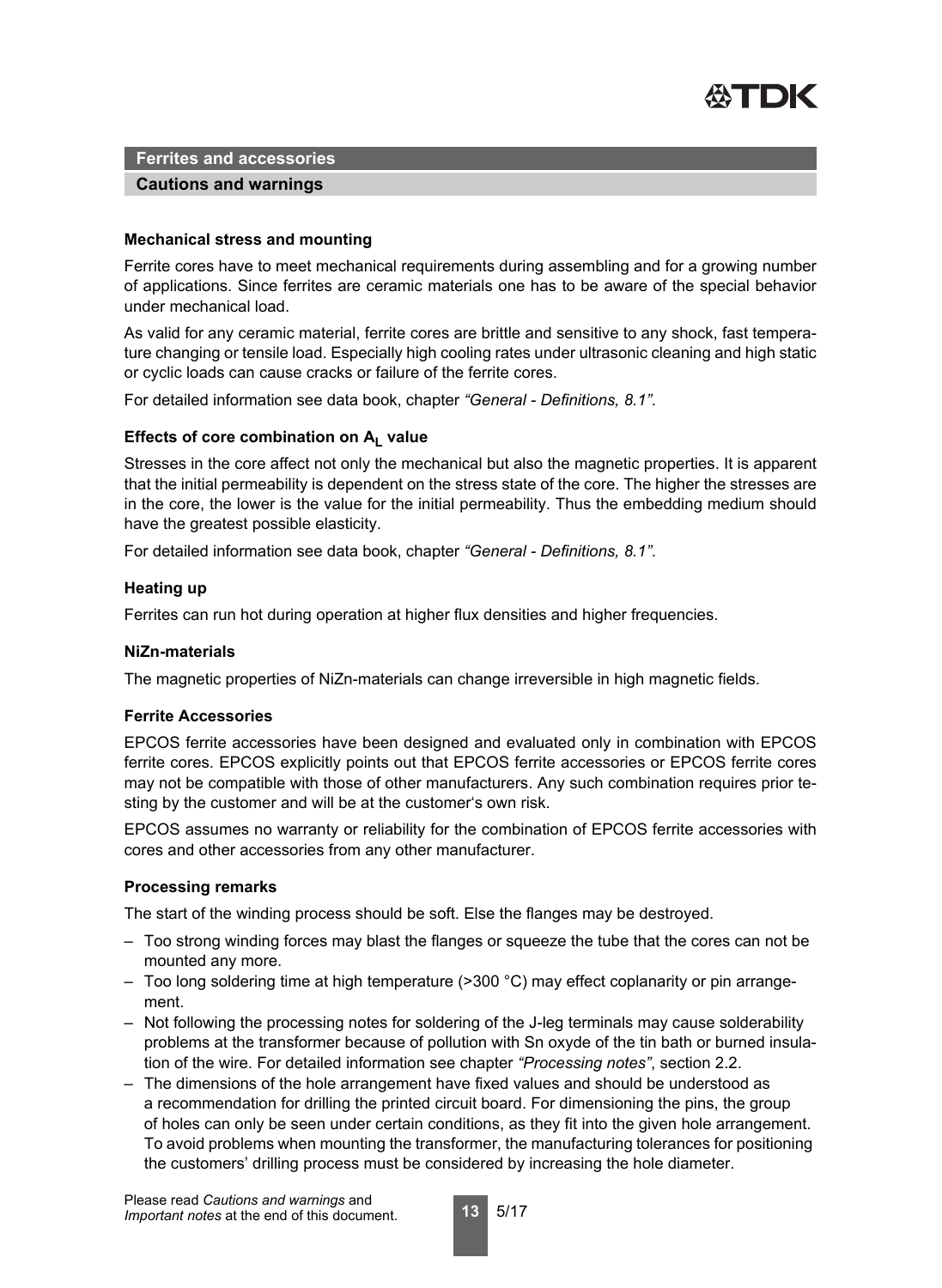## Ferrites and accessories

### Cautions and warnings

#### Mechanical stress and mounting

Ferrite cores have to meet mechanical requirements during assembling and for a growing number of applications. Since ferrites are ceramic materials one has to be aware of the special behavior under mechanical load.

As valid for any ceramic material, ferrite cores are brittle and sensitive to any shock, fast temperature changing or tensile load. Especially high cooling rates under ultrasonic cleaning and high static or cyclic loads can cause cracks or failure of the ferrite cores.

For detailed information see data book, chapter *"General - Definitions, 8.1"*.

#### Effects of core combination on $A_L$ value

Stresses in the core affect not only the mechanical but also the magnetic properties. It is apparent that the initial permeability is dependent on the stress state of the core. The higher the stresses are in the core, the lower is the value for the initial permeability. Thus the embedding medium should have the greatest possible elasticity.

For detailed information see data book, chapter *"General - Definitions, 8.1"*.

#### Heating up

Ferrites can run hot during operation at higher flux densities and higher frequencies.

#### NiZn-materials

The magnetic properties of NiZn-materials can change irreversible in high magnetic fields.

#### Ferrite Accessories

EPCOS ferrite accessories have been designed and evaluated only in combination with EPCOS ferrite cores. EPCOS explicitly points out that EPCOS ferrite accessories or EPCOS ferrite cores may not be compatible with those of other manufacturers. Any such combination requires prior testing by the customer and will be at the customer's own risk.

EPCOS assumes no warranty or reliability for the combination of EPCOS ferrite accessories with cores and other accessories from any other manufacturer.

#### Processing remarks

The start of the winding process should be soft. Else the flanges may be destroyed.

- Too strong winding forces may blast the flanges or squeeze the tube that the cores can not be mounted any more.
- Too long soldering time at high temperature (>300 °C) may effect coplanarity or pin arrangement.
- Not following the processing notes for soldering of the J-leg terminals may cause solderability problems at the transformer because of pollution with Sn oxyde of the tin bath or burned insulation of the wire. For detailed information see chapter *"Processing notes"*, section 2.2.
- The dimensions of the hole arrangement have fixed values and should be understood as a recommendation for drilling the printed circuit board. For dimensioning the pins, the group of holes can only be seen under certain conditions, as they fit into the given hole arrangement. To avoid problems when mounting the transformer, the manufacturing tolerances for positioning the customers' drilling process must be considered by increasing the hole diameter.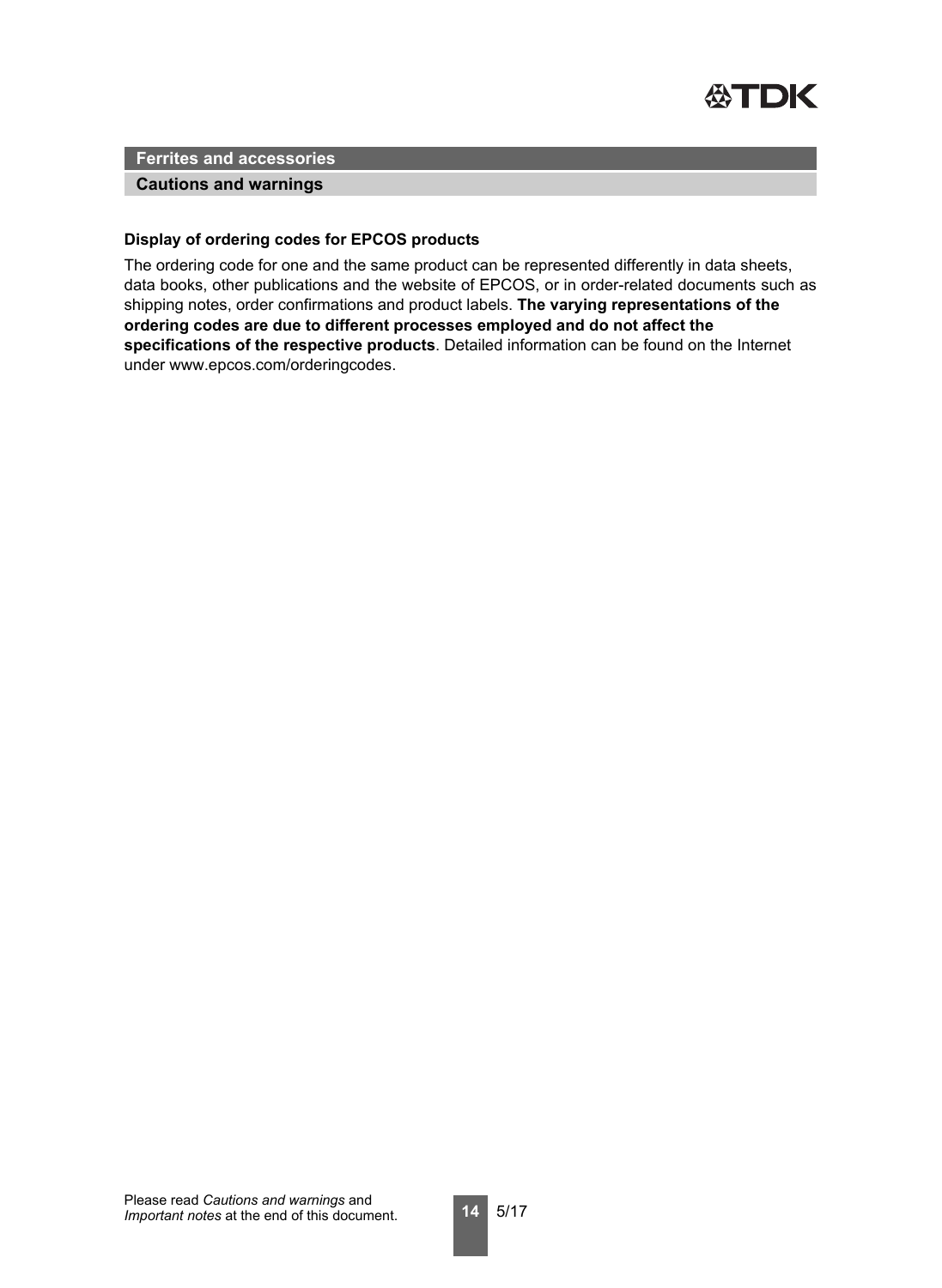## Ferrites and accessories

### Cautions and warnings

**Display of ordering codes for EPCOS products**

The ordering code for one and the same product can be represented differently in data sheets, data books, other publications and the website of EPCOS, or in order-related documents such as shipping notes, order confirmations and product labels. **The varying representations of the ordering codes are due to different processes employed and do not affect the specifications of the respective products**. Detailed information can be found on the Internet under www.epcos.com/orderingcodes.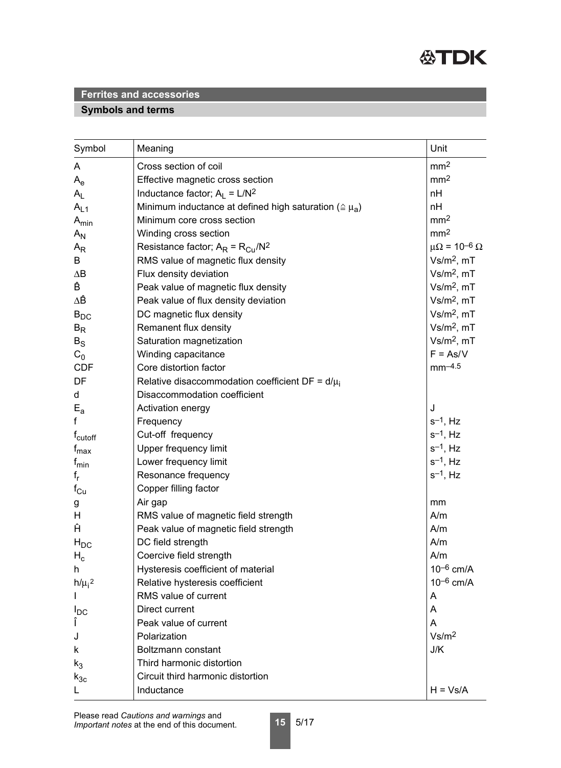## Ferrites and accessories

### Symbols and terms

| Symbol | Meaning | Unit |
|---|---|---|
| $A$ | Cross section of coil | $mm^2$ |
| $A_e$ | Effective magnetic cross section | $mm^2$ |
| $A_L$ | Inductance factor; $A_L = L/N^2$ | nH |
| $A_{L1}$ | Minimum inductance at defined high saturation ($\hat{=} \mu_a$) | nH |
| $A_{min}$ | Minimum core cross section | $mm^2$ |
| $A_N$ | Winding cross section | $mm^2$ |
| $A_R$ | Resistance factor; $A_R = R_{Cu}/N^2$ | $\mu\Omega = 10^{-6}\ \Omega$ |
| $B$ | RMS value of magnetic flux density | $Vs/m^2$, mT |
| $\Delta B$ | Flux density deviation | $Vs/m^2$, mT |
| $\hat{B}$ | Peak value of magnetic flux density | $Vs/m^2$, mT |
| $\Delta \hat{B}$ | Peak value of flux density deviation | $Vs/m^2$, mT |
| $B_{DC}$ | DC magnetic flux density | $Vs/m^2$, mT |
| $B_R$ | Remanent flux density | $Vs/m^2$, mT |
| $B_S$ | Saturation magnetization | $Vs/m^2$, mT |
| $C_0$ | Winding capacitance | F = As/V |
| CDF | Core distortion factor | $mm^{-4.5}$ |
| DF | Relative disaccommodation coefficient $DF = d/\mu_i$ | |
| d | Disaccommodation coefficient | |
| $E_a$ | Activation energy | J |
| f | Frequency | $s^{-1}$, Hz |
| $f_{cutoff}$ | Cut-off frequency | $s^{-1}$, Hz |
| $f_{max}$ | Upper frequency limit | $s^{-1}$, Hz |
| $f_{min}$ | Lower frequency limit | $s^{-1}$, Hz |
| $f_r$ | Resonance frequency | $s^{-1}$, Hz |
| $f_{Cu}$ | Copper filling factor | |
| g | Air gap | mm |
| H | RMS value of magnetic field strength | A/m |
| $\hat{H}$ | Peak value of magnetic field strength | A/m |
| $H_{DC}$ | DC field strength | A/m |
| $H_c$ | Coercive field strength | A/m |
| h | Hysteresis coefficient of material | $10^{-6}$ cm/A |
| $h/\mu_i^2$ | Relative hysteresis coefficient | $10^{-6}$ cm/A |
| I | RMS value of current | A |
| $I_{DC}$ | Direct current | A |
| $\hat{I}$ | Peak value of current | A |
| J | Polarization | $Vs/m^2$ |
| k | Boltzmann constant | J/K |
| $k_3$ | Third harmonic distortion | |
| $k_{3c}$ | Circuit third harmonic distortion | |
| L | Inductance | H = Vs/A |

Please read *Cautions and warnings* and *Important notes* at the end of this document.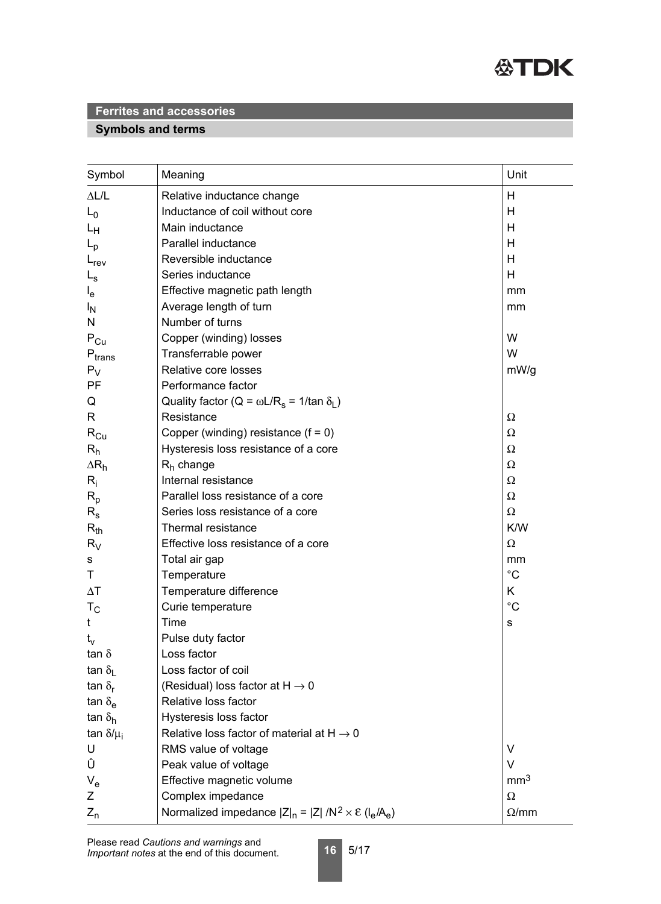## Ferrites and accessories

### Symbols and terms

| Symbol | Meaning | Unit |
|---|---|---|
| $\Delta L/L$ | Relative inductance change | H |
| $L_0$ | Inductance of coil without core | H |
| $L_H$ | Main inductance | H |
| $L_p$ | Parallel inductance | H |
| $L_{rev}$ | Reversible inductance | H |
| $L_s$ | Series inductance | H |
| $l_e$ | Effective magnetic path length | mm |
| $l_N$ | Average length of turn | mm |
| N | Number of turns | |
| $P_{Cu}$ | Copper (winding) losses | W |
| $P_{trans}$ | Transferrable power | W |
| $P_V$ | Relative core losses | mW/g |
| PF | Performance factor | |
| Q | Quality factor ($Q = \omega L/R_s = 1/\tan \delta_L$) | |
| R | Resistance | Ω |
| $R_{Cu}$ | Copper (winding) resistance (f = 0) | Ω |
| $R_h$ | Hysteresis loss resistance of a core | Ω |
| $\Delta R_h$ | $R_h$ change | Ω |
| $R_i$ | Internal resistance | Ω |
| $R_p$ | Parallel loss resistance of a core | Ω |
| $R_s$ | Series loss resistance of a core | Ω |
| $R_{th}$ | Thermal resistance | K/W |
| $R_V$ | Effective loss resistance of a core | Ω |
| s | Total air gap | mm |
| T | Temperature | °C |
| $\Delta T$ | Temperature difference | K |
| $T_C$ | Curie temperature | °C |
| t | Time | s |
| $t_v$ | Pulse duty factor | |
| $\tan \delta$ | Loss factor | |
| $\tan \delta_L$ | Loss factor of coil | |
| $\tan \delta_r$ | (Residual) loss factor at $H \rightarrow 0$ | |
| $\tan \delta_e$ | Relative loss factor | |
| $\tan \delta_h$ | Hysteresis loss factor | |
| $\tan \delta/\mu_i$ | Relative loss factor of material at $H \rightarrow 0$ | |
| U | RMS value of voltage | V |
| Û | Peak value of voltage | V |
| $V_e$ | Effective magnetic volume | $mm^3$ |
| Z | Complex impedance | Ω |
| $Z_n$ | Normalized impedance $\lvert Z\rvert_n = \lvert Z\rvert / N^2 \times \Sigma (l_e/A_e)$ | Ω/mm |

Please read *Cautions and warnings* and *Important notes* at the end of this document.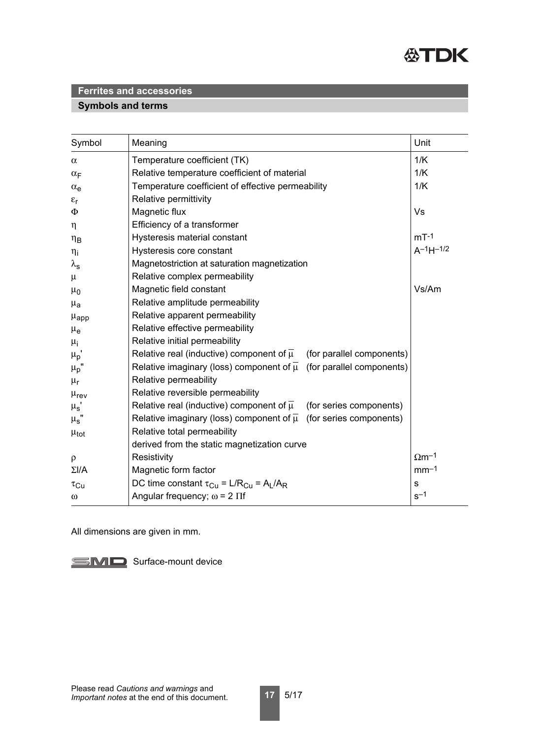## Ferrites and accessories

### Symbols and terms

| Symbol | Meaning | Unit |
|---|---|---|
| $\alpha$ | Temperature coefficient (TK) | 1/K |
| $\alpha_F$ | Relative temperature coefficient of material | 1/K |
| $\alpha_e$ | Temperature coefficient of effective permeability | 1/K |
| $\varepsilon_r$ | Relative permittivity | |
| $\Phi$ | Magnetic flux | Vs |
| $\eta$ | Efficiency of a transformer | |
| $\eta_B$ | Hysteresis material constant | $mT^{-1}$ |
| $\eta_i$ | Hysteresis core constant | $A^{-1}H^{-1/2}$ |
| $\lambda_s$ | Magnetostriction at saturation magnetization | |
| $\mu$ | Relative complex permeability | |
| $\mu_0$ | Magnetic field constant | Vs/Am |
| $\mu_a$ | Relative amplitude permeability | |
| $\mu_{app}$ | Relative apparent permeability | |
| $\mu_e$ | Relative effective permeability | |
| $\mu_i$ | Relative initial permeability | |
| $\mu_p'$ | Relative real (inductive) component of $\overline{\mu}$ (for parallel components) | |
| $\mu_p''$ | Relative imaginary (loss) component of $\overline{\mu}$ (for parallel components) | |
| $\mu_r$ | Relative permeability | |
| $\mu_{rev}$ | Relative reversible permeability | |
| $\mu_s'$ | Relative real (inductive) component of $\overline{\mu}$ (for series components) | |
| $\mu_s''$ | Relative imaginary (loss) component of $\overline{\mu}$ (for series components) | |
| $\mu_{tot}$ | Relative total permeability derived from the static magnetization curve | |
| $\rho$ | Resistivity | $\Omega m^{-1}$ |
| $\Sigma l/A$ | Magnetic form factor | $mm^{-1}$ |
| $\tau_{Cu}$ | DC time constant $\tau_{Cu} = L/R_{Cu} = A_L/A_R$ | s |
| $\omega$ | Angular frequency; $\omega = 2 \Pi f$ | $s^{-1}$ |

All dimensions are given in mm.

SMD Surface-mount device

Please read *Cautions and warnings* and *Important notes* at the end of this document.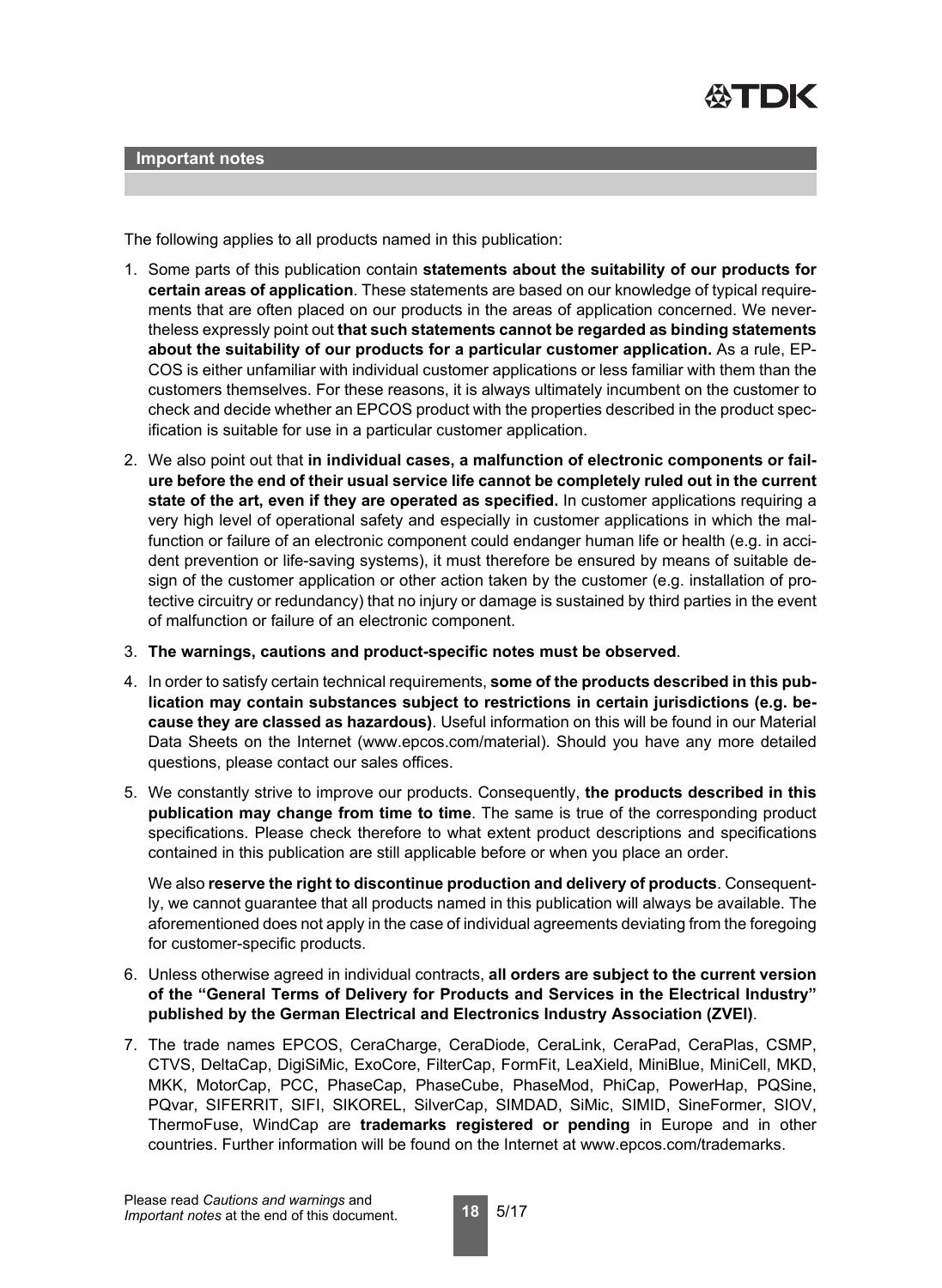## Important notes

The following applies to all products named in this publication:

1. Some parts of this publication contain **statements about the suitability of our products for certain areas of application**. These statements are based on our knowledge of typical requirements that are often placed on our products in the areas of application concerned. We nevertheless expressly point out **that such statements cannot be regarded as binding statements about the suitability of our products for a particular customer application.** As a rule, EPCOS is either unfamiliar with individual customer applications or less familiar with them than the customers themselves. For these reasons, it is always ultimately incumbent on the customer to check and decide whether an EPCOS product with the properties described in the product specification is suitable for use in a particular customer application.
2. We also point out that **in individual cases, a malfunction of electronic components or failure before the end of their usual service life cannot be completely ruled out in the current state of the art, even if they are operated as specified.** In customer applications requiring a very high level of operational safety and especially in customer applications in which the malfunction or failure of an electronic component could endanger human life or health (e.g. in accident prevention or life-saving systems), it must therefore be ensured by means of suitable design of the customer application or other action taken by the customer (e.g. installation of protective circuitry or redundancy) that no injury or damage is sustained by third parties in the event of malfunction or failure of an electronic component.
3. **The warnings, cautions and product-specific notes must be observed**.
4. In order to satisfy certain technical requirements, **some of the products described in this publication may contain substances subject to restrictions in certain jurisdictions (e.g. because they are classed as hazardous)**. Useful information on this will be found in our Material Data Sheets on the Internet (www.epcos.com/material). Should you have any more detailed questions, please contact our sales offices.
5. We constantly strive to improve our products. Consequently, **the products described in this publication may change from time to time**. The same is true of the corresponding product specifications. Please check therefore to what extent product descriptions and specifications contained in this publication are still applicable before or when you place an order.

   We also **reserve the right to discontinue production and delivery of products**. Consequently, we cannot guarantee that all products named in this publication will always be available. The aforementioned does not apply in the case of individual agreements deviating from the foregoing for customer-specific products.
6. Unless otherwise agreed in individual contracts, **all orders are subject to the current version of the "General Terms of Delivery for Products and Services in the Electrical Industry" published by the German Electrical and Electronics Industry Association (ZVEI)**.
7. The trade names EPCOS, CeraCharge, CeraDiode, CeraLink, CeraPad, CeraPlas, CSMP, CTVS, DeltaCap, DigiSiMic, ExoCore, FilterCap, FormFit, LeaXield, MiniBlue, MiniCell, MKD, MKK, MotorCap, PCC, PhaseCap, PhaseCube, PhaseMod, PhiCap, PowerHap, PQSine, PQvar, SIFERRIT, SIFI, SIKOREL, SilverCap, SIMDAD, SiMic, SIMID, SineFormer, SIOV, ThermoFuse, WindCap are **trademarks registered or pending** in Europe and in other countries. Further information will be found on the Internet at www.epcos.com/trademarks.